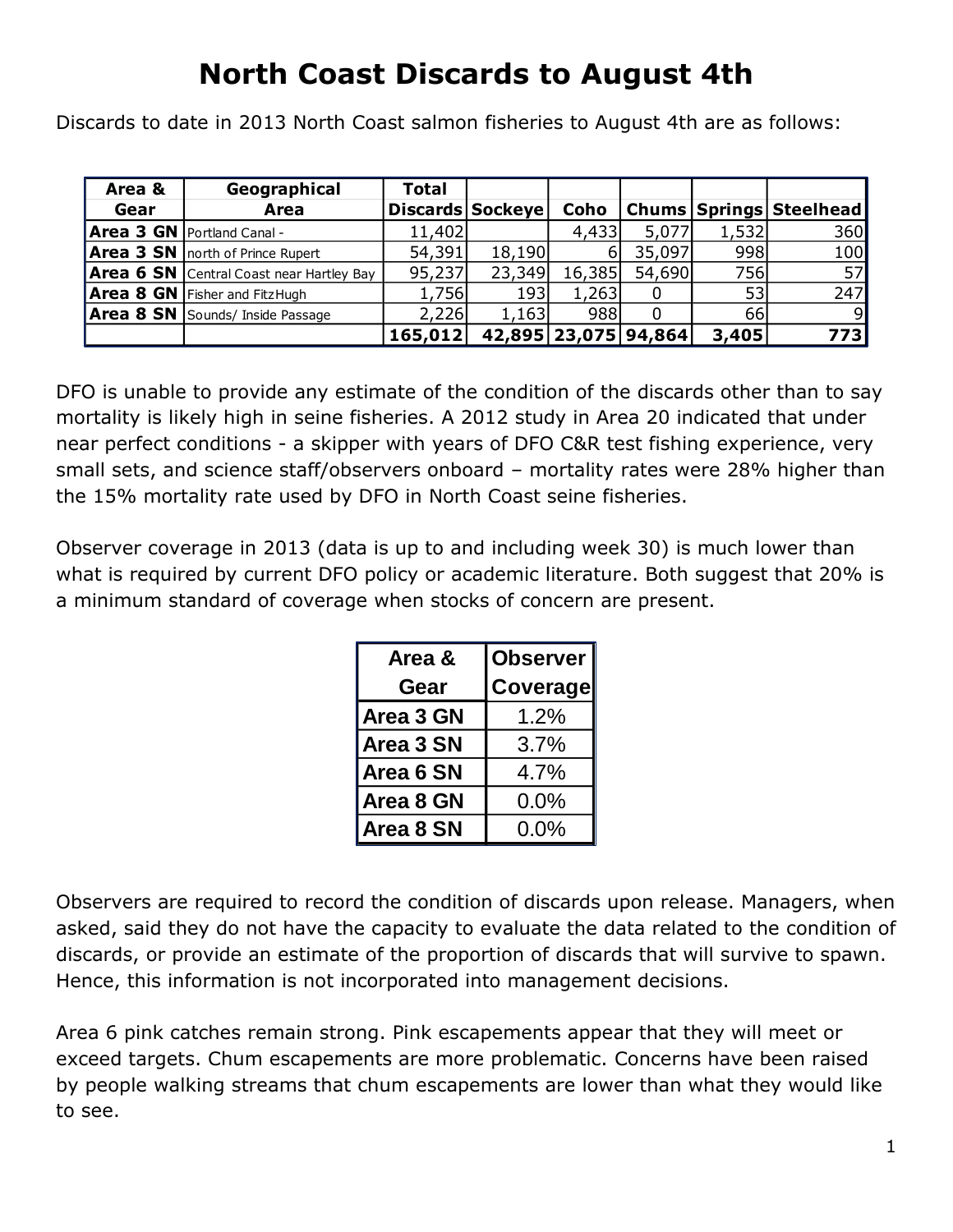# North Coast Discards to August 4th

Discards to date in 2013 North Coast salmon fisheries to August 4th are as follows:

| Area & Gear | Geographical Area | Total Discards | Sockeye | Coho | Chums | Springs | Steelhead |
|---|---|---|---|---|---|---|---|
| **Area 3 GN** | Portland Canal - | 11,402 | | 4,433 | 5,077 | 1,532 | 360 |
| **Area 3 SN** | north of Prince Rupert | 54,391 | 18,190 | 6 | 35,097 | 998 | 100 |
| **Area 6 SN** | Central Coast near Hartley Bay | 95,237 | 23,349 | 16,385 | 54,690 | 756 | 57 |
| **Area 8 GN** | Fisher and FitzHugh | 1,756 | 193 | 1,263 | 0 | 53 | 247 |
| **Area 8 SN** | Sounds/ Inside Passage | 2,226 | 1,163 | 988 | 0 | 66 | 9 |
| | | **165,012** | **42,895** | **23,075** | **94,864** | **3,405** | **773** |

DFO is unable to provide any estimate of the condition of the discards other than to say mortality is likely high in seine fisheries. A 2012 study in Area 20 indicated that under near perfect conditions - a skipper with years of DFO C&R test fishing experience, very small sets, and science staff/observers onboard – mortality rates were 28% higher than the 15% mortality rate used by DFO in North Coast seine fisheries.

Observer coverage in 2013 (data is up to and including week 30) is much lower than what is required by current DFO policy or academic literature. Both suggest that 20% is a minimum standard of coverage when stocks of concern are present.

| Area & Gear | Observer Coverage |
|---|---|
| **Area 3 GN** | 1.2% |
| **Area 3 SN** | 3.7% |
| **Area 6 SN** | 4.7% |
| **Area 8 GN** | 0.0% |
| **Area 8 SN** | 0.0% |

Observers are required to record the condition of discards upon release. Managers, when asked, said they do not have the capacity to evaluate the data related to the condition of discards, or provide an estimate of the proportion of discards that will survive to spawn. Hence, this information is not incorporated into management decisions.

Area 6 pink catches remain strong. Pink escapements appear that they will meet or exceed targets. Chum escapements are more problematic. Concerns have been raised by people walking streams that chum escapements are lower than what they would like to see.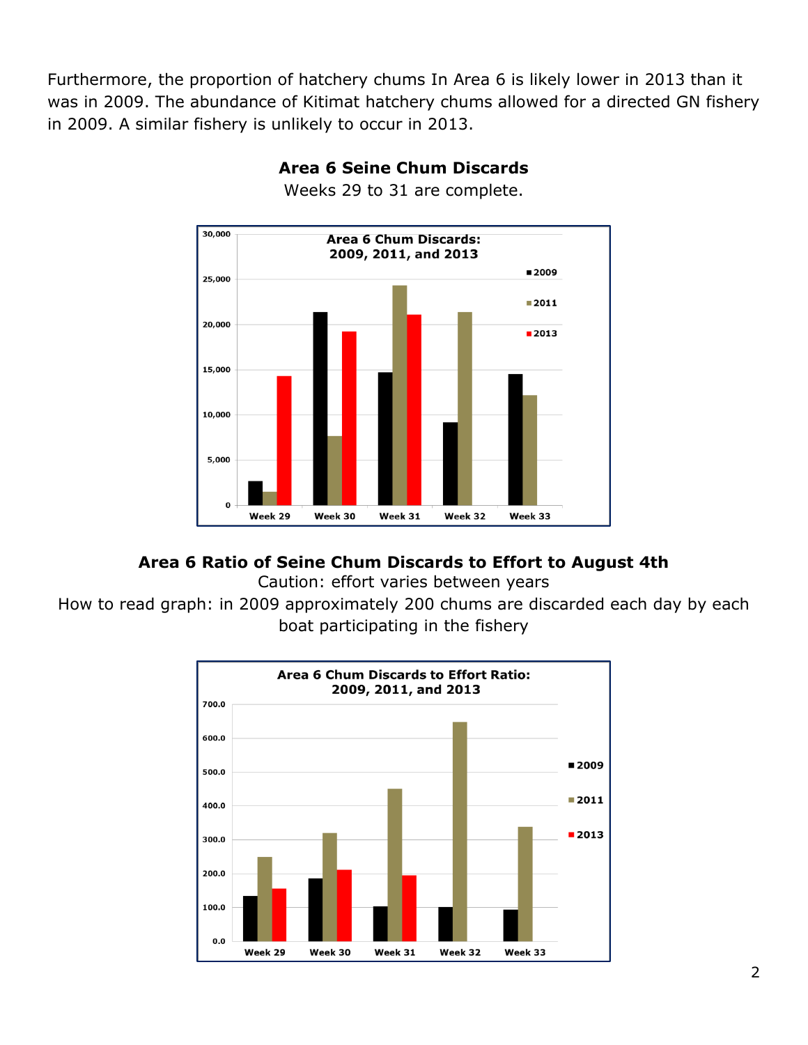Furthermore, the proportion of hatchery chums In Area 6 is likely lower in 2013 than it was in 2009. The abundance of Kitimat hatchery chums allowed for a directed GN fishery in 2009. A similar fishery is unlikely to occur in 2013.

## Area 6 Seine Chum Discards

Weeks 29 to 31 are complete.

Area 6 Chum Discards: 2009, 2011, and 2013

30,000
25,000
20,000
15,000
10,000
5,000
0

Week 29
Week 30
Week 31
Week 32
Week 33

2009
2011
2013

## Area 6 Ratio of Seine Chum Discards to Effort to August 4th

Caution: effort varies between years

How to read graph: in 2009 approximately 200 chums are discarded each day by each boat participating in the fishery

Area 6 Chum Discards to Effort Ratio: 2009, 2011, and 2013

700.0
600.0
500.0
400.0
300.0
200.0
100.0
0.0

Week 29
Week 30
Week 31
Week 32
Week 33

2009
2011
2013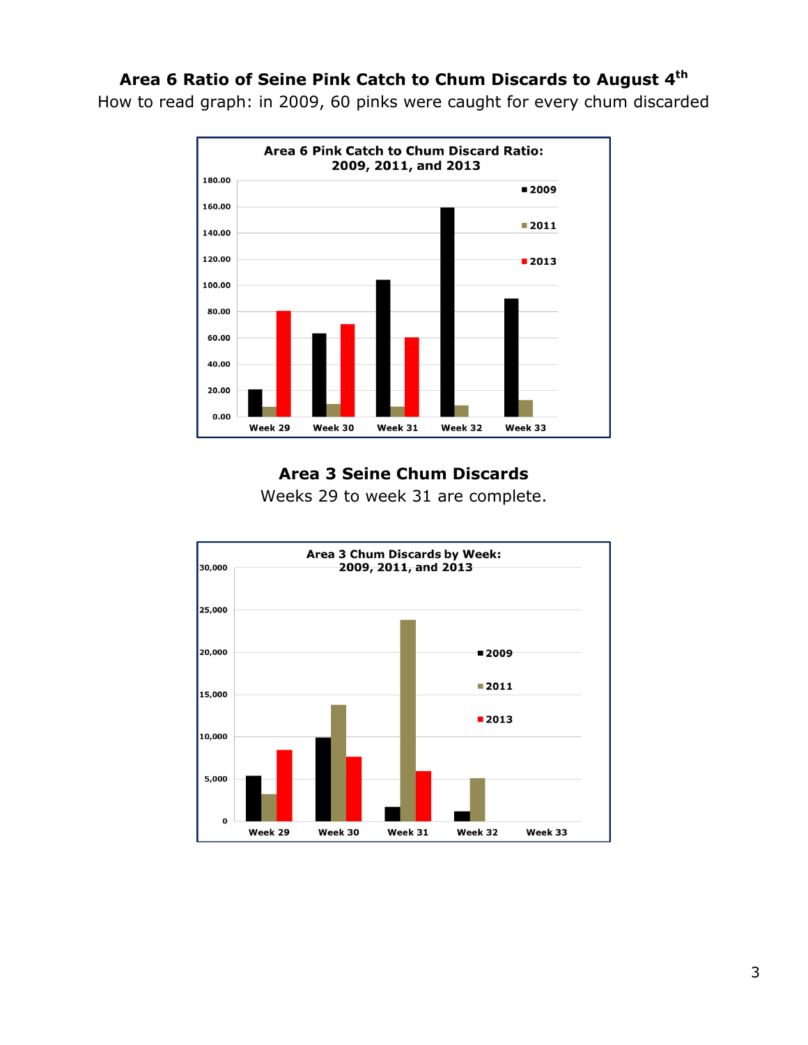## Area 6 Ratio of Seine Pink Catch to Chum Discards to August 4th

How to read graph: in 2009, 60 pinks were caught for every chum discarded

Area 6 Pink Catch to Chum Discard Ratio: 2009, 2011, and 2013

180.00
160.00
140.00
120.00
100.00
80.00
60.00
40.00
20.00
0.00

Week 29
Week 30
Week 31
Week 32
Week 33

2009
2011
2013

## Area 3 Seine Chum Discards

Weeks 29 to week 31 are complete.

Area 3 Chum Discards by Week: 2009, 2011, and 2013

30,000
25,000
20,000
15,000
10,000
5,000
0

Week 29
Week 30
Week 31
Week 32
Week 33

2009
2011
2013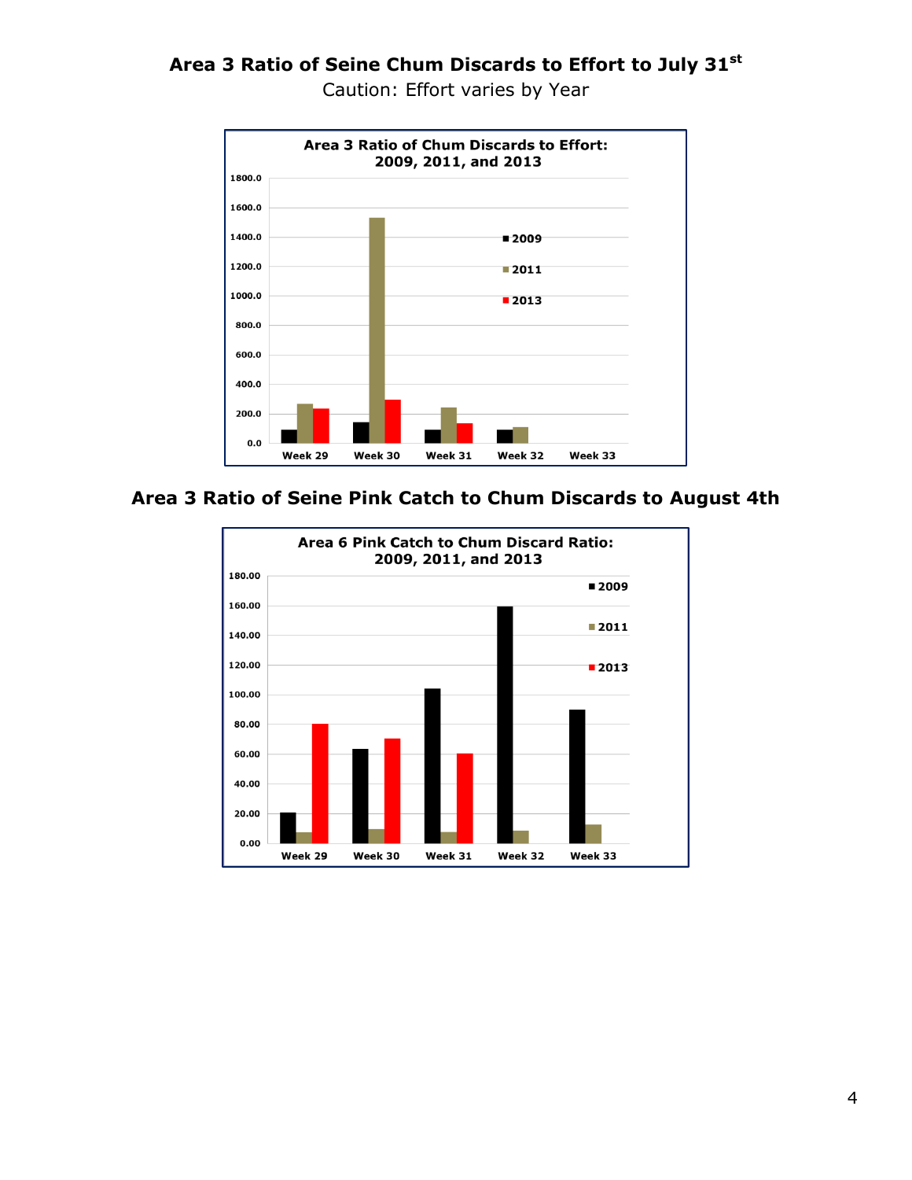## Area 3 Ratio of Seine Chum Discards to Effort to July 31st

Caution: Effort varies by Year

Area 3 Ratio of Chum Discards to Effort:
2009, 2011, and 2013

1800.0
1600.0
1400.0
1200.0
1000.0
800.0
600.0
400.0
200.0
0.0

Week 29
Week 30
Week 31
Week 32
Week 33

2009
2011
2013

## Area 3 Ratio of Seine Pink Catch to Chum Discards to August 4th

Area 6 Pink Catch to Chum Discard Ratio:
2009, 2011, and 2013

180.00
160.00
140.00
120.00
100.00
80.00
60.00
40.00
20.00
0.00

Week 29
Week 30
Week 31
Week 32
Week 33

2009
2011
2013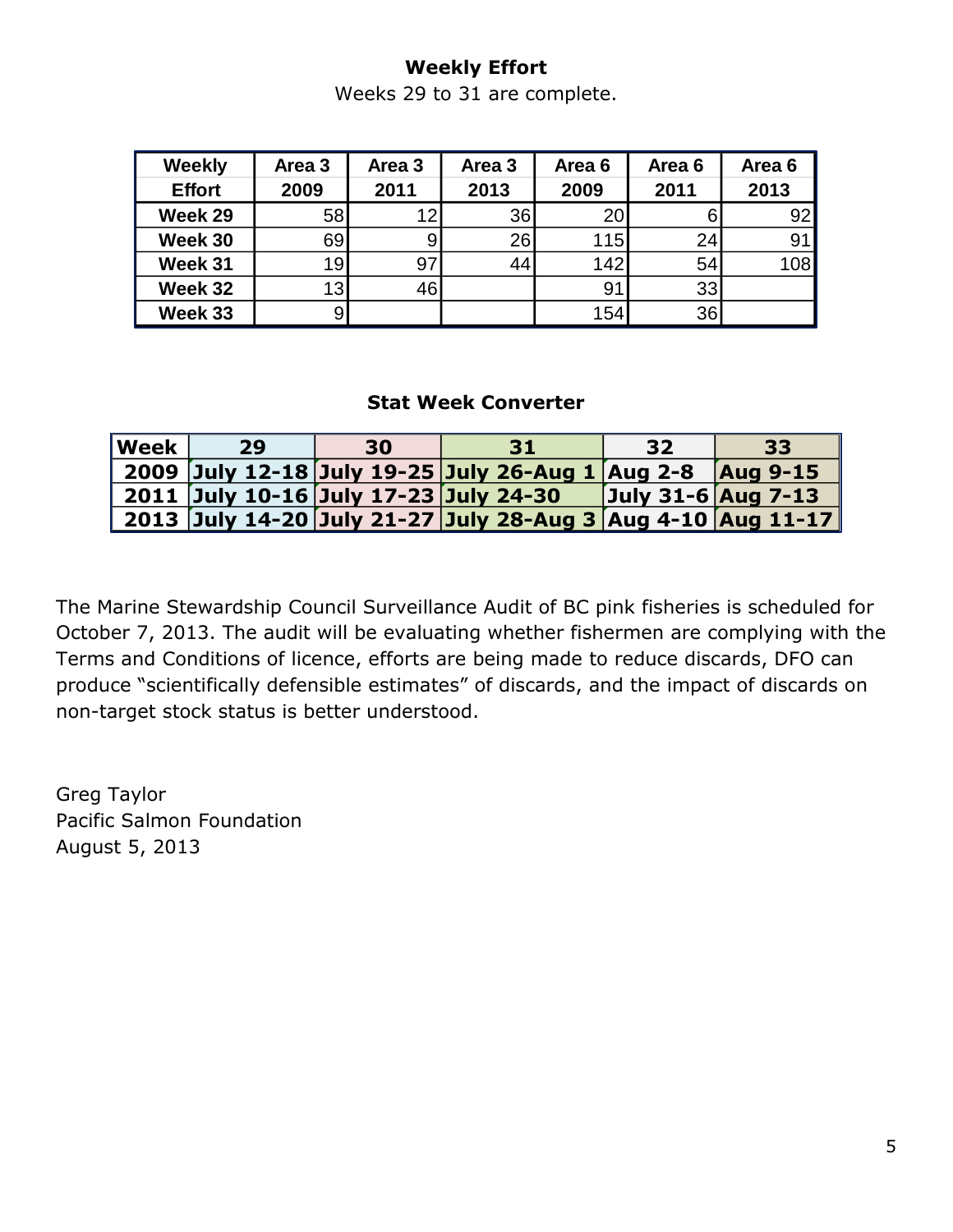## Weekly Effort

Weeks 29 to 31 are complete.

| Weekly Effort | Area 3 2009 | Area 3 2011 | Area 3 2013 | Area 6 2009 | Area 6 2011 | Area 6 2013 |
|---|---|---|---|---|---|---|
| Week 29 | 58 | 12 | 36 | 20 | 6 | 92 |
| Week 30 | 69 | 9 | 26 | 115 | 24 | 91 |
| Week 31 | 19 | 97 | 44 | 142 | 54 | 108 |
| Week 32 | 13 | 46 | | 91 | 33 | |
| Week 33 | 9 | | | 154 | 36 | |

## Stat Week Converter

| Week | 29 | 30 | 31 | 32 | 33 |
|---|---|---|---|---|---|
| 2009 | July 12-18 | July 19-25 | July 26-Aug 1 | Aug 2-8 | Aug 9-15 |
| 2011 | July 10-16 | July 17-23 | July 24-30 | July 31-6 | Aug 7-13 |
| 2013 | July 14-20 | July 21-27 | July 28-Aug 3 | Aug 4-10 | Aug 11-17 |

The Marine Stewardship Council Surveillance Audit of BC pink fisheries is scheduled for October 7, 2013. The audit will be evaluating whether fishermen are complying with the Terms and Conditions of licence, efforts are being made to reduce discards, DFO can produce "scientifically defensible estimates" of discards, and the impact of discards on non-target stock status is better understood.

Greg Taylor
Pacific Salmon Foundation
August 5, 2013